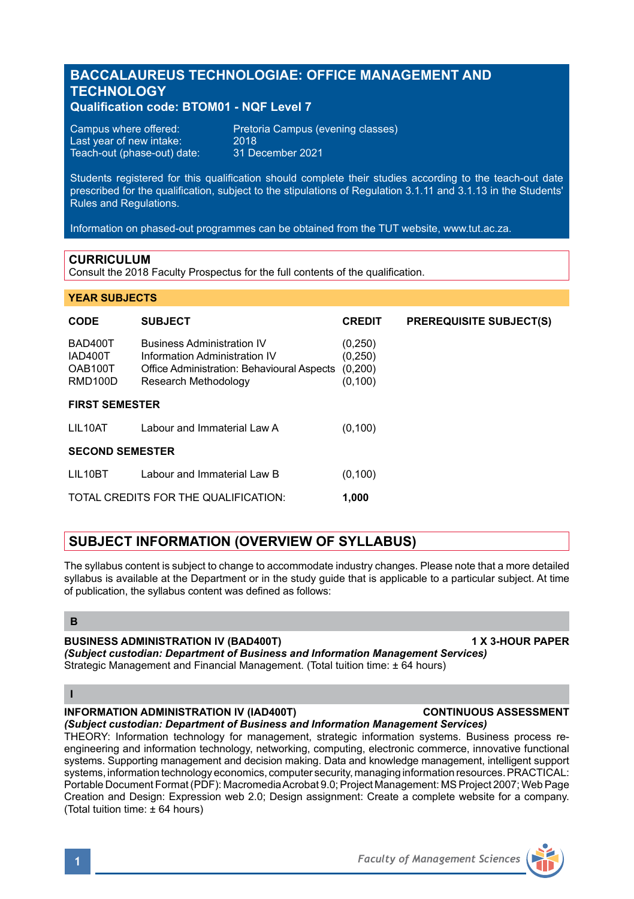# BACCALAUREUS TECHNOLOGIAE: OFFICE MANAGEMENT AND TECHNOLOGY

**Qualification code: BTOM01 - NQF Level 7**

Campus where offered: Pretoria Campus (evening classes)
Last year of new intake: 2018
Teach-out (phase-out) date: 31 December 2021

Students registered for this qualification should complete their studies according to the teach-out date prescribed for the qualification, subject to the stipulations of Regulation 3.1.11 and 3.1.13 in the Students' Rules and Regulations.

Information on phased-out programmes can be obtained from the TUT website, www.tut.ac.za.

## CURRICULUM

Consult the 2018 Faculty Prospectus for the full contents of the qualification.

### YEAR SUBJECTS

| CODE | SUBJECT | CREDIT | PREREQUISITE SUBJECT(S) |
|---|---|---|---|
| BAD400T | Business Administration IV | (0,250) | |
| IAD400T | Information Administration IV | (0,250) | |
| OAB100T | Office Administration: Behavioural Aspects | (0,200) | |
| RMD100D | Research Methodology | (0,100) | |
| **FIRST SEMESTER** | | | |
| LIL10AT | Labour and Immaterial Law A | (0,100) | |
| **SECOND SEMESTER** | | | |
| LIL10BT | Labour and Immaterial Law B | (0,100) | |
| TOTAL CREDITS FOR THE QUALIFICATION: | | **1,000** | |

## SUBJECT INFORMATION (OVERVIEW OF SYLLABUS)

The syllabus content is subject to change to accommodate industry changes. Please note that a more detailed syllabus is available at the Department or in the study guide that is applicable to a particular subject. At time of publication, the syllabus content was defined as follows:

### B

**BUSINESS ADMINISTRATION IV (BAD400T)** — **1 X 3-HOUR PAPER**
***(Subject custodian: Department of Business and Information Management Services)***
Strategic Management and Financial Management. (Total tuition time: ± 64 hours)

### I

**INFORMATION ADMINISTRATION IV (IAD400T)** — **CONTINUOUS ASSESSMENT**
***(Subject custodian: Department of Business and Information Management Services)***
THEORY: Information technology for management, strategic information systems. Business process re-engineering and information technology, networking, computing, electronic commerce, innovative functional systems. Supporting management and decision making. Data and knowledge management, intelligent support systems, information technology economics, computer security, managing information resources. PRACTICAL: Portable Document Format (PDF): Macromedia Acrobat 9.0; Project Management: MS Project 2007; Web Page Creation and Design: Expression web 2.0; Design assignment: Create a complete website for a company. (Total tuition time: ± 64 hours)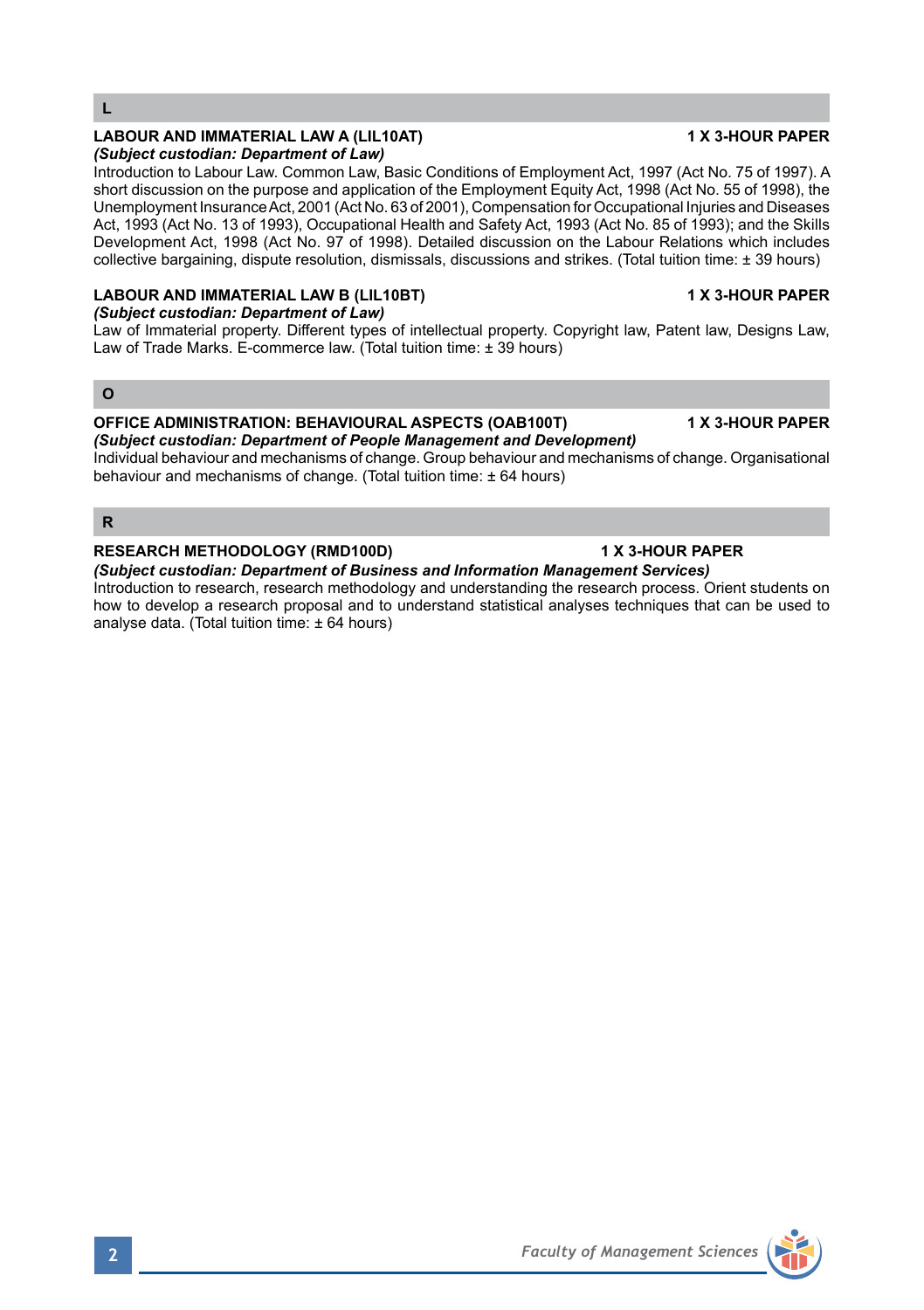## L

### LABOUR AND IMMATERIAL LAW A (LIL10AT) 1 X 3-HOUR PAPER

***(Subject custodian: Department of Law)***

Introduction to Labour Law. Common Law, Basic Conditions of Employment Act, 1997 (Act No. 75 of 1997). A short discussion on the purpose and application of the Employment Equity Act, 1998 (Act No. 55 of 1998), the Unemployment Insurance Act, 2001 (Act No. 63 of 2001), Compensation for Occupational Injuries and Diseases Act, 1993 (Act No. 13 of 1993), Occupational Health and Safety Act, 1993 (Act No. 85 of 1993); and the Skills Development Act, 1998 (Act No. 97 of 1998). Detailed discussion on the Labour Relations which includes collective bargaining, dispute resolution, dismissals, discussions and strikes. (Total tuition time: ± 39 hours)

### LABOUR AND IMMATERIAL LAW B (LIL10BT) 1 X 3-HOUR PAPER

***(Subject custodian: Department of Law)***

Law of Immaterial property. Different types of intellectual property. Copyright law, Patent law, Designs Law, Law of Trade Marks. E-commerce law. (Total tuition time: ± 39 hours)

## O

### OFFICE ADMINISTRATION: BEHAVIOURAL ASPECTS (OAB100T) 1 X 3-HOUR PAPER

***(Subject custodian: Department of People Management and Development)***

Individual behaviour and mechanisms of change. Group behaviour and mechanisms of change. Organisational behaviour and mechanisms of change. (Total tuition time: ± 64 hours)

## R

### RESEARCH METHODOLOGY (RMD100D) 1 X 3-HOUR PAPER

***(Subject custodian: Department of Business and Information Management Services)***

Introduction to research, research methodology and understanding the research process. Orient students on how to develop a research proposal and to understand statistical analyses techniques that can be used to analyse data. (Total tuition time: ± 64 hours)